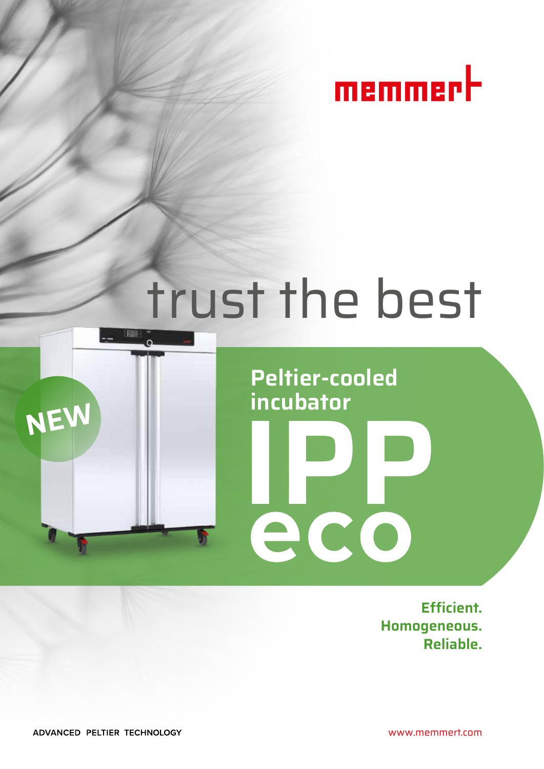memmert

# trust the best

NEW

## Peltier-cooled incubator

# IPP eco

**Efficient.**
**Homogeneous.**
**Reliable.**

ADVANCED PELTIER TECHNOLOGY

www.memmert.com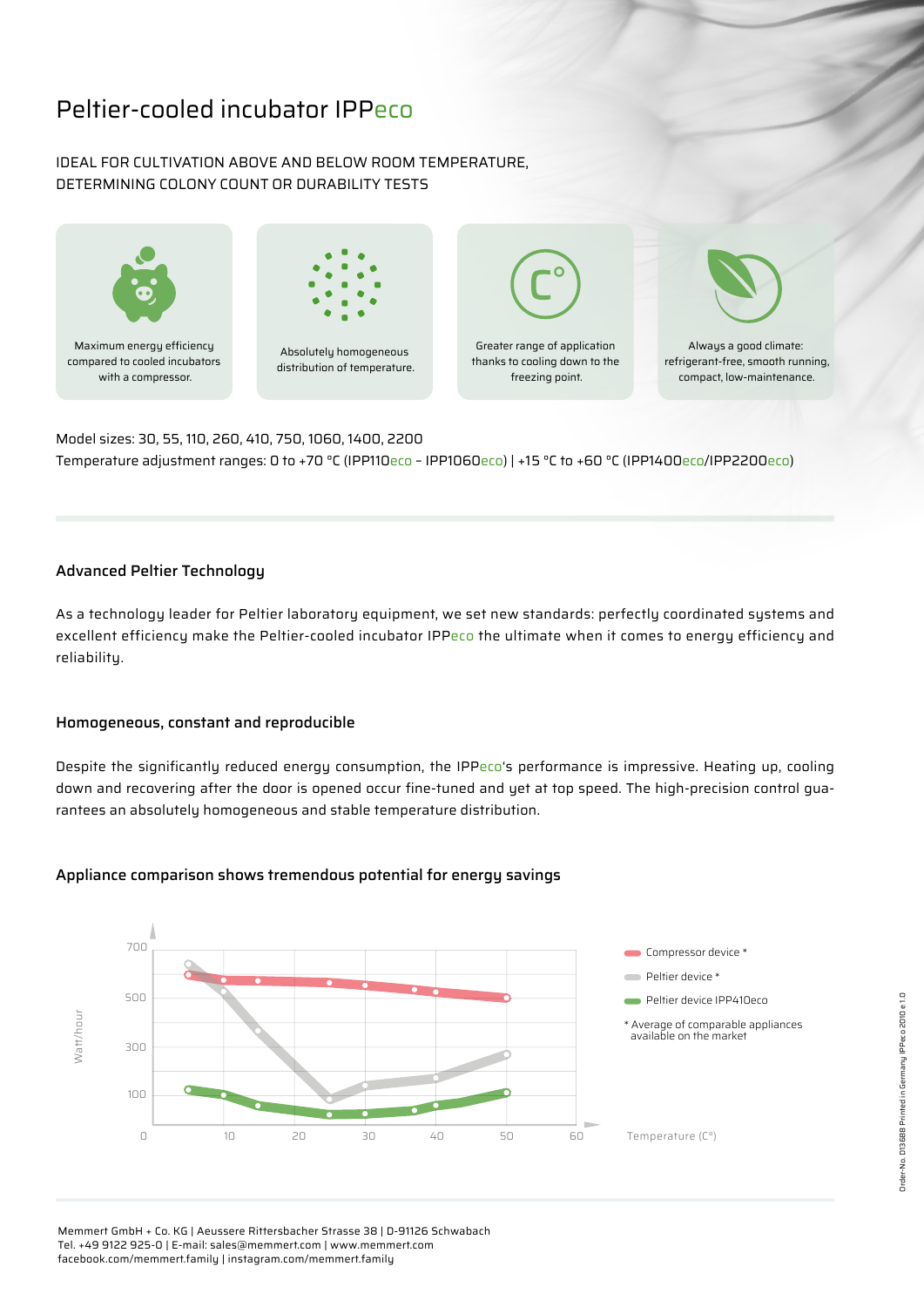# Peltier-cooled incubator IPPeco

IDEAL FOR CULTIVATION ABOVE AND BELOW ROOM TEMPERATURE, DETERMINING COLONY COUNT OR DURABILITY TESTS

Maximum energy efficiency compared to cooled incubators with a compressor.

Absolutely homogeneous distribution of temperature.

Greater range of application thanks to cooling down to the freezing point.

Always a good climate: refrigerant-free, smooth running, compact, low-maintenance.

Model sizes: 30, 55, 110, 260, 410, 750, 1060, 1400, 2200
Temperature adjustment ranges: 0 to +70 °C (IPP110eco – IPP1060eco) | +15 °C to +60 °C (IPP1400eco/IPP2200eco)

### Advanced Peltier Technology

As a technology leader for Peltier laboratory equipment, we set new standards: perfectly coordinated systems and excellent efficiency make the Peltier-cooled incubator IPPeco the ultimate when it comes to energy efficiency and reliability.

### Homogeneous, constant and reproducible

Despite the significantly reduced energy consumption, the IPPeco's performance is impressive. Heating up, cooling down and recovering after the door is opened occur fine-tuned and yet at top speed. The high-precision control guarantees an absolutely homogeneous and stable temperature distribution.

### Appliance comparison shows tremendous potential for energy savings

Watt/hour

700
500
300
100
0

10 20 30 40 50 60

Temperature (C°)

Compressor device *
Peltier device *
Peltier device IPP410eco

* Average of comparable appliances available on the market

Order-No. D13688 Printed in Germany IPPeco 2010 e 1.0

Memmert GmbH + Co. KG | Aeussere Rittersbacher Strasse 38 | D-91126 Schwabach
Tel. +49 9122 925-0 | E-mail: sales@memmert.com | www.memmert.com
facebook.com/memmert.family | instagram.com/memmert.family